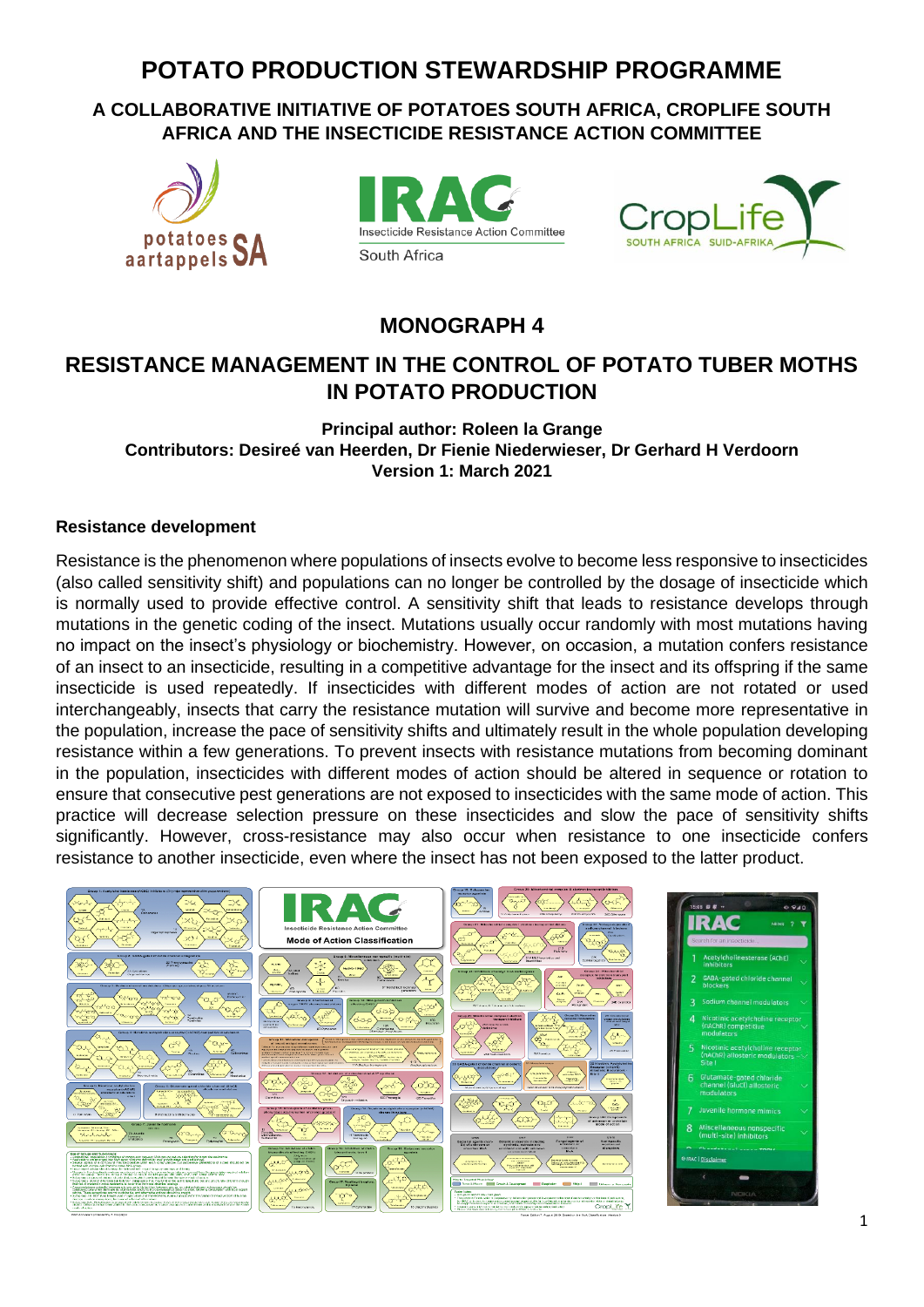# POTATO PRODUCTION STEWARDSHIP PROGRAMME

## A COLLABORATIVE INITIATIVE OF POTATOES SOUTH AFRICA, CROPLIFE SOUTH AFRICA AND THE INSECTICIDE RESISTANCE ACTION COMMITTEE

## MONOGRAPH 4

## RESISTANCE MANAGEMENT IN THE CONTROL OF POTATO TUBER MOTHS IN POTATO PRODUCTION

**Principal author: Roleen la Grange**
**Contributors: Desireé van Heerden, Dr Fienie Niederwieser, Dr Gerhard H Verdoorn**
**Version 1: March 2021**

### Resistance development

Resistance is the phenomenon where populations of insects evolve to become less responsive to insecticides (also called sensitivity shift) and populations can no longer be controlled by the dosage of insecticide which is normally used to provide effective control. A sensitivity shift that leads to resistance develops through mutations in the genetic coding of the insect. Mutations usually occur randomly with most mutations having no impact on the insect's physiology or biochemistry. However, on occasion, a mutation confers resistance of an insect to an insecticide, resulting in a competitive advantage for the insect and its offspring if the same insecticide is used repeatedly. If insecticides with different modes of action are not rotated or used interchangeably, insects that carry the resistance mutation will survive and become more representative in the population, increase the pace of sensitivity shifts and ultimately result in the whole population developing resistance within a few generations. To prevent insects with resistance mutations from becoming dominant in the population, insecticides with different modes of action should be altered in sequence or rotation to ensure that consecutive pest generations are not exposed to insecticides with the same mode of action. This practice will decrease selection pressure on these insecticides and slow the pace of sensitivity shifts significantly. However, cross-resistance may also occur when resistance to one insecticide confers resistance to another insecticide, even where the insect has not been exposed to the latter product.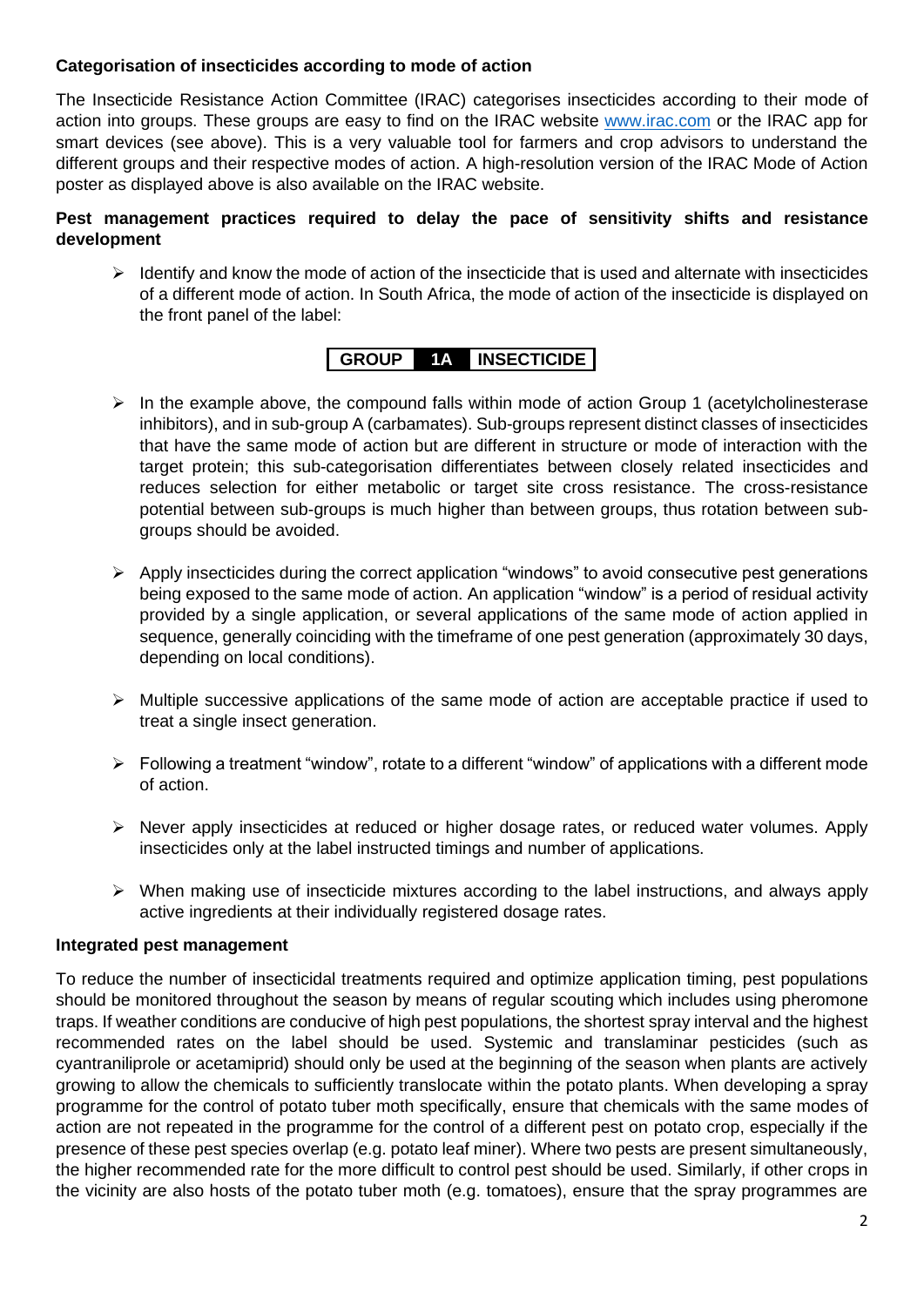**Categorisation of insecticides according to mode of action**

The Insecticide Resistance Action Committee (IRAC) categorises insecticides according to their mode of action into groups. These groups are easy to find on the IRAC website www.irac.com or the IRAC app for smart devices (see above). This is a very valuable tool for farmers and crop advisors to understand the different groups and their respective modes of action. A high-resolution version of the IRAC Mode of Action poster as displayed above is also available on the IRAC website.

**Pest management practices required to delay the pace of sensitivity shifts and resistance development**

- Identify and know the mode of action of the insecticide that is used and alternate with insecticides of a different mode of action. In South Africa, the mode of action of the insecticide is displayed on the front panel of the label:

| GROUP | 1A | INSECTICIDE |
|---|---|---|

- In the example above, the compound falls within mode of action Group 1 (acetylcholinesterase inhibitors), and in sub-group A (carbamates). Sub-groups represent distinct classes of insecticides that have the same mode of action but are different in structure or mode of interaction with the target protein; this sub-categorisation differentiates between closely related insecticides and reduces selection for either metabolic or target site cross resistance. The cross-resistance potential between sub-groups is much higher than between groups, thus rotation between sub-groups should be avoided.

- Apply insecticides during the correct application "windows" to avoid consecutive pest generations being exposed to the same mode of action. An application "window" is a period of residual activity provided by a single application, or several applications of the same mode of action applied in sequence, generally coinciding with the timeframe of one pest generation (approximately 30 days, depending on local conditions).

- Multiple successive applications of the same mode of action are acceptable practice if used to treat a single insect generation.

- Following a treatment "window", rotate to a different "window" of applications with a different mode of action.

- Never apply insecticides at reduced or higher dosage rates, or reduced water volumes. Apply insecticides only at the label instructed timings and number of applications.

- When making use of insecticide mixtures according to the label instructions, and always apply active ingredients at their individually registered dosage rates.

**Integrated pest management**

To reduce the number of insecticidal treatments required and optimize application timing, pest populations should be monitored throughout the season by means of regular scouting which includes using pheromone traps. If weather conditions are conducive of high pest populations, the shortest spray interval and the highest recommended rates on the label should be used. Systemic and translaminar pesticides (such as cyantraniliprole or acetamiprid) should only be used at the beginning of the season when plants are actively growing to allow the chemicals to sufficiently translocate within the potato plants. When developing a spray programme for the control of potato tuber moth specifically, ensure that chemicals with the same modes of action are not repeated in the programme for the control of a different pest on potato crop, especially if the presence of these pest species overlap (e.g. potato leaf miner). Where two pests are present simultaneously, the higher recommended rate for the more difficult to control pest should be used. Similarly, if other crops in the vicinity are also hosts of the potato tuber moth (e.g. tomatoes), ensure that the spray programmes are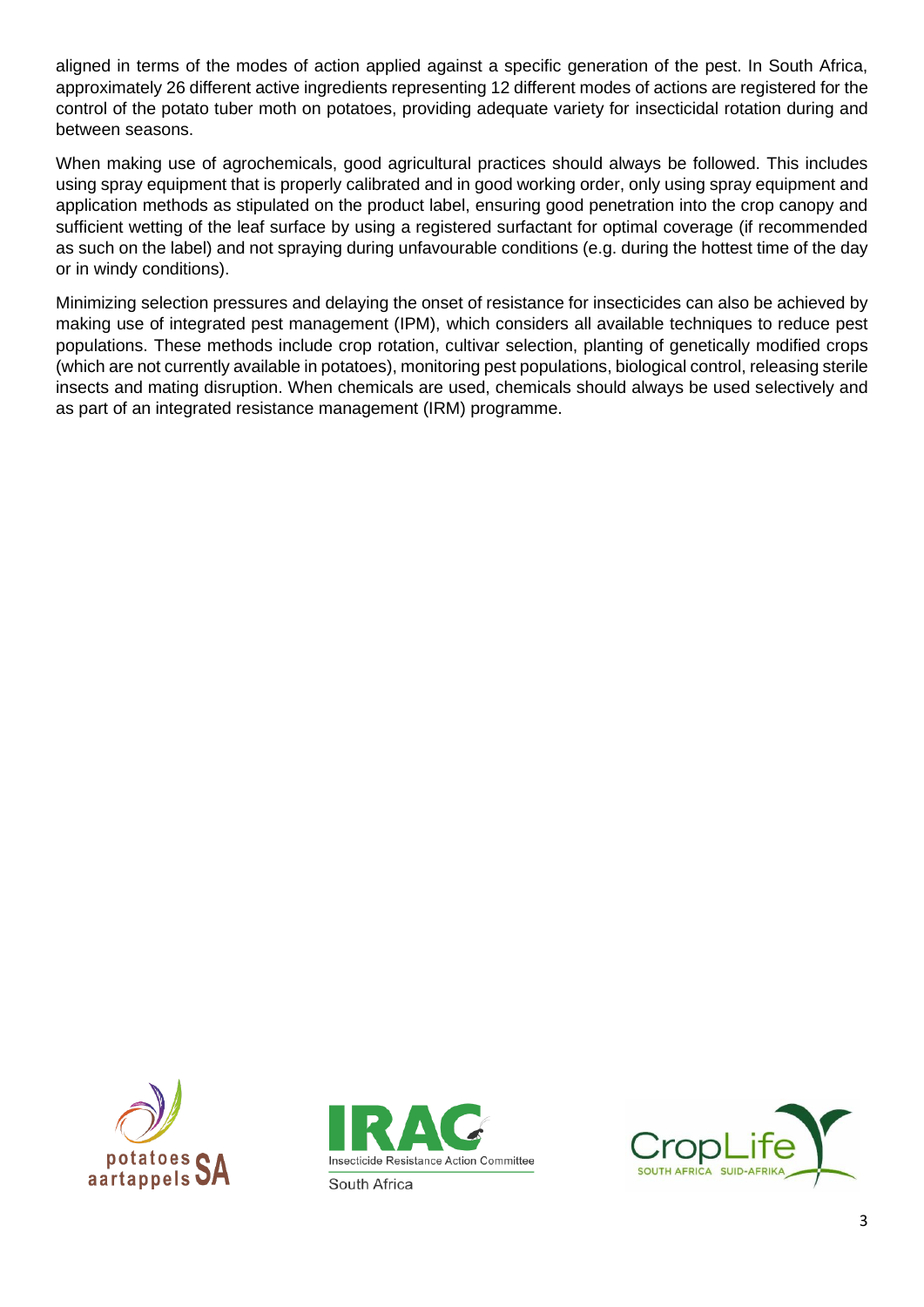aligned in terms of the modes of action applied against a specific generation of the pest. In South Africa, approximately 26 different active ingredients representing 12 different modes of actions are registered for the control of the potato tuber moth on potatoes, providing adequate variety for insecticidal rotation during and between seasons.

When making use of agrochemicals, good agricultural practices should always be followed. This includes using spray equipment that is properly calibrated and in good working order, only using spray equipment and application methods as stipulated on the product label, ensuring good penetration into the crop canopy and sufficient wetting of the leaf surface by using a registered surfactant for optimal coverage (if recommended as such on the label) and not spraying during unfavourable conditions (e.g. during the hottest time of the day or in windy conditions).

Minimizing selection pressures and delaying the onset of resistance for insecticides can also be achieved by making use of integrated pest management (IPM), which considers all available techniques to reduce pest populations. These methods include crop rotation, cultivar selection, planting of genetically modified crops (which are not currently available in potatoes), monitoring pest populations, biological control, releasing sterile insects and mating disruption. When chemicals are used, chemicals should always be used selectively and as part of an integrated resistance management (IRM) programme.

potatoes aartappels SA

IRAC
Insecticide Resistance Action Committee
South Africa

CropLife
SOUTH AFRICA SUID-AFRIKA